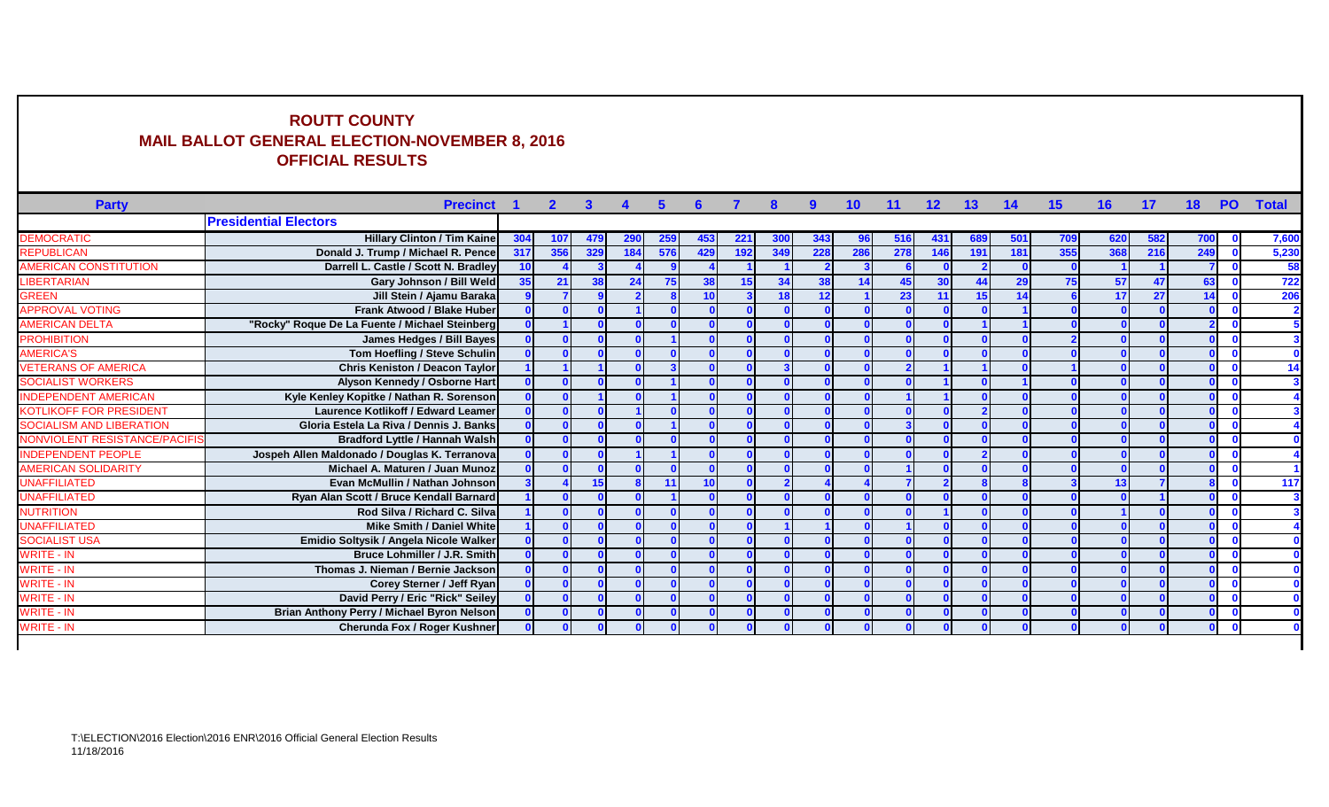## ROUTT COUNTY
## MAIL BALLOT GENERAL ELECTION-NOVEMBER 8, 2016
## OFFICIAL RESULTS

| Party | Precinct | 1 | 2 | 3 | 4 | 5 | 6 | 7 | 8 | 9 | 10 | 11 | 12 | 13 | 14 | 15 | 16 | 17 | 18 | PO | Total |
|---|---|---|---|---|---|---|---|---|---|---|---|---|---|---|---|---|---|---|---|---|---|
| | **Presidential Electors** | | | | | | | | | | | | | | | | | | | | |
| DEMOCRATIC | Hillary Clinton / Tim Kaine | 304 | 107 | 479 | 290 | 259 | 453 | 221 | 300 | 343 | 96 | 516 | 431 | 689 | 501 | 709 | 620 | 582 | 700 | 0 | 7,600 |
| REPUBLICAN | Donald J. Trump / Michael R. Pence | 317 | 356 | 329 | 184 | 576 | 429 | 192 | 349 | 228 | 286 | 278 | 146 | 191 | 181 | 355 | 368 | 216 | 249 | 0 | 5,230 |
| AMERICAN CONSTITUTION | Darrell L. Castle / Scott N. Bradley | 10 | 4 | 3 | 4 | 9 | 4 | 1 | 1 | 2 | 3 | 6 | 0 | 2 | 0 | 0 | 1 | 1 | 7 | 0 | 58 |
| LIBERTARIAN | Gary Johnson / Bill Weld | 35 | 21 | 38 | 24 | 75 | 38 | 15 | 34 | 38 | 14 | 45 | 30 | 44 | 29 | 75 | 57 | 47 | 63 | 0 | 722 |
| GREEN | Jill Stein / Ajamu Baraka | 9 | 7 | 9 | 2 | 8 | 10 | 3 | 18 | 12 | 1 | 23 | 11 | 15 | 14 | 6 | 17 | 27 | 14 | 0 | 206 |
| APPROVAL VOTING | Frank Atwood / Blake Huber | 0 | 0 | 0 | 1 | 0 | 0 | 0 | 0 | 0 | 0 | 0 | 0 | 0 | 1 | 0 | 0 | 0 | 0 | 0 | 2 |
| AMERICAN DELTA | "Rocky" Roque De La Fuente / Michael Steinberg | 0 | 1 | 0 | 0 | 0 | 0 | 0 | 0 | 0 | 0 | 0 | 0 | 1 | 1 | 0 | 0 | 0 | 2 | 0 | 5 |
| PROHIBITION | James Hedges / Bill Bayes | 0 | 0 | 0 | 0 | 1 | 0 | 0 | 0 | 0 | 0 | 0 | 0 | 0 | 0 | 2 | 0 | 0 | 0 | 0 | 3 |
| AMERICA'S | Tom Hoefling / Steve Schulin | 0 | 0 | 0 | 0 | 0 | 0 | 0 | 0 | 0 | 0 | 0 | 0 | 0 | 0 | 0 | 0 | 0 | 0 | 0 | 0 |
| VETERANS OF AMERICA | Chris Keniston / Deacon Taylor | 1 | 1 | 1 | 0 | 3 | 0 | 0 | 3 | 0 | 0 | 2 | 1 | 1 | 0 | 1 | 0 | 0 | 0 | 0 | 14 |
| SOCIALIST WORKERS | Alyson Kennedy / Osborne Hart | 0 | 0 | 0 | 0 | 1 | 0 | 0 | 0 | 0 | 0 | 0 | 1 | 0 | 1 | 0 | 0 | 0 | 0 | 0 | 3 |
| INDEPENDENT AMERICAN | Kyle Kenley Kopitke / Nathan R. Sorenson | 0 | 0 | 1 | 0 | 1 | 0 | 0 | 0 | 0 | 0 | 1 | 1 | 0 | 0 | 0 | 0 | 0 | 0 | 0 | 4 |
| KOTLIKOFF FOR PRESIDENT | Laurence Kotlikoff / Edward Leamer | 0 | 0 | 0 | 1 | 0 | 0 | 0 | 0 | 0 | 0 | 0 | 0 | 2 | 0 | 0 | 0 | 0 | 0 | 0 | 3 |
| SOCIALISM AND LIBERATION | Gloria Estela La Riva / Dennis J. Banks | 0 | 0 | 0 | 0 | 1 | 0 | 0 | 0 | 0 | 0 | 3 | 0 | 0 | 0 | 0 | 0 | 0 | 0 | 0 | 4 |
| NONVIOLENT RESISTANCE/PACIFIS | Bradford Lyttle / Hannah Walsh | 0 | 0 | 0 | 0 | 0 | 0 | 0 | 0 | 0 | 0 | 0 | 0 | 0 | 0 | 0 | 0 | 0 | 0 | 0 | 0 |
| INDEPENDENT PEOPLE | Jospeh Allen Maldonado / Douglas K. Terranova | 0 | 0 | 0 | 1 | 1 | 0 | 0 | 0 | 0 | 0 | 0 | 0 | 2 | 0 | 0 | 0 | 0 | 0 | 0 | 4 |
| AMERICAN SOLIDARITY | Michael A. Maturen / Juan Munoz | 0 | 0 | 0 | 0 | 0 | 0 | 0 | 0 | 0 | 0 | 1 | 0 | 0 | 0 | 0 | 0 | 0 | 0 | 0 | 1 |
| UNAFFILIATED | Evan McMullin / Nathan Johnson | 3 | 4 | 15 | 8 | 11 | 10 | 0 | 2 | 4 | 4 | 7 | 2 | 8 | 8 | 3 | 13 | 7 | 8 | 0 | 117 |
| UNAFFILIATED | Ryan Alan Scott / Bruce Kendall Barnard | 1 | 0 | 0 | 0 | 1 | 0 | 0 | 0 | 0 | 0 | 0 | 0 | 0 | 0 | 0 | 0 | 1 | 0 | 0 | 3 |
| NUTRITION | Rod Silva / Richard C. Silva | 1 | 0 | 0 | 0 | 0 | 0 | 0 | 0 | 0 | 0 | 0 | 1 | 0 | 0 | 0 | 1 | 0 | 0 | 0 | 3 |
| UNAFFILIATED | Mike Smith / Daniel White | 1 | 0 | 0 | 0 | 0 | 0 | 0 | 1 | 1 | 0 | 1 | 0 | 0 | 0 | 0 | 0 | 0 | 0 | 0 | 4 |
| SOCIALIST USA | Emidio Soltysik / Angela Nicole Walker | 0 | 0 | 0 | 0 | 0 | 0 | 0 | 0 | 0 | 0 | 0 | 0 | 0 | 0 | 0 | 0 | 0 | 0 | 0 | 0 |
| WRITE - IN | Bruce Lohmiller / J.R. Smith | 0 | 0 | 0 | 0 | 0 | 0 | 0 | 0 | 0 | 0 | 0 | 0 | 0 | 0 | 0 | 0 | 0 | 0 | 0 | 0 |
| WRITE - IN | Thomas J. Nieman / Bernie Jackson | 0 | 0 | 0 | 0 | 0 | 0 | 0 | 0 | 0 | 0 | 0 | 0 | 0 | 0 | 0 | 0 | 0 | 0 | 0 | 0 |
| WRITE - IN | Corey Sterner / Jeff Ryan | 0 | 0 | 0 | 0 | 0 | 0 | 0 | 0 | 0 | 0 | 0 | 0 | 0 | 0 | 0 | 0 | 0 | 0 | 0 | 0 |
| WRITE - IN | David Perry / Eric "Rick" Seiley | 0 | 0 | 0 | 0 | 0 | 0 | 0 | 0 | 0 | 0 | 0 | 0 | 0 | 0 | 0 | 0 | 0 | 0 | 0 | 0 |
| WRITE - IN | Brian Anthony Perry / Michael Byron Nelson | 0 | 0 | 0 | 0 | 0 | 0 | 0 | 0 | 0 | 0 | 0 | 0 | 0 | 0 | 0 | 0 | 0 | 0 | 0 | 0 |
| WRITE - IN | Cherunda Fox / Roger Kushner | 0 | 0 | 0 | 0 | 0 | 0 | 0 | 0 | 0 | 0 | 0 | 0 | 0 | 0 | 0 | 0 | 0 | 0 | 0 | 0 |

T:\ELECTION\2016 Election\2016 ENR\2016 Official General Election Results
11/18/2016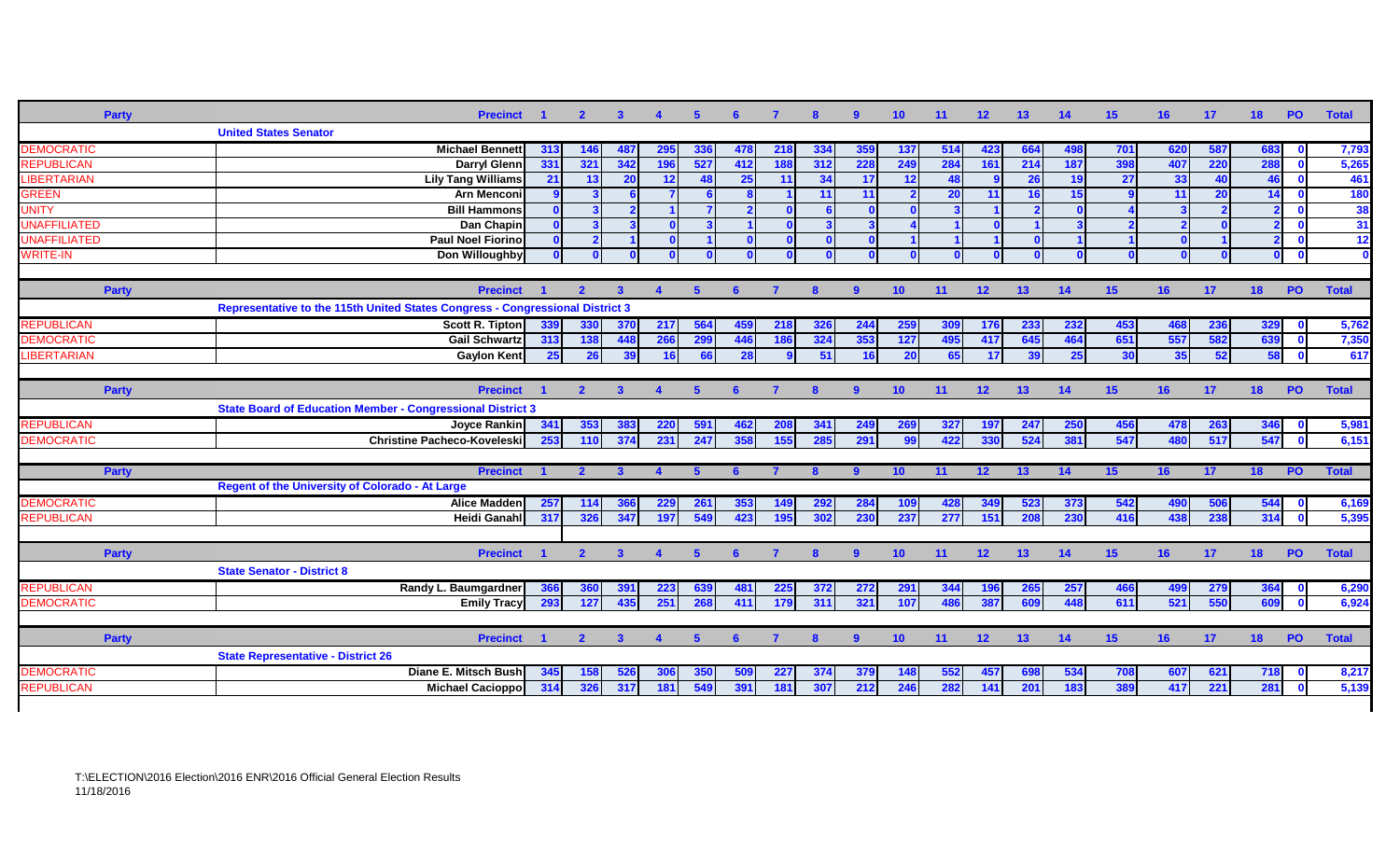| Party | Precinct | 1 | 2 | 3 | 4 | 5 | 6 | 7 | 8 | 9 | 10 | 11 | 12 | 13 | 14 | 15 | 16 | 17 | 18 | PO | Total |
|---|---|---|---|---|---|---|---|---|---|---|---|---|---|---|---|---|---|---|---|---|---|
| | **United States Senator** | | | | | | | | | | | | | | | | | | | | |
| DEMOCRATIC | Michael Bennett | 313 | 146 | 487 | 295 | 336 | 478 | 218 | 334 | 359 | 137 | 514 | 423 | 664 | 498 | 701 | 620 | 587 | 683 | 0 | 7,793 |
| REPUBLICAN | Darryl Glenn | 331 | 321 | 342 | 196 | 527 | 412 | 188 | 312 | 228 | 249 | 284 | 161 | 214 | 187 | 398 | 407 | 220 | 288 | 0 | 5,265 |
| LIBERTARIAN | Lily Tang Williams | 21 | 13 | 20 | 12 | 48 | 25 | 11 | 34 | 17 | 12 | 48 | 9 | 26 | 19 | 27 | 33 | 40 | 46 | 0 | 461 |
| GREEN | Arn Menconi | 9 | 3 | 6 | 7 | 6 | 8 | 1 | 11 | 11 | 2 | 20 | 11 | 16 | 15 | 9 | 11 | 20 | 14 | 0 | 180 |
| UNITY | Bill Hammons | 0 | 3 | 2 | 1 | 7 | 2 | 0 | 6 | 0 | 0 | 3 | 1 | 2 | 0 | 4 | 3 | 2 | 2 | 0 | 38 |
| UNAFFILIATED | Dan Chapin | 0 | 3 | 3 | 0 | 3 | 1 | 0 | 3 | 3 | 4 | 1 | 0 | 1 | 3 | 2 | 2 | 0 | 2 | 0 | 31 |
| UNAFFILIATED | Paul Noel Fiorino | 0 | 2 | 1 | 0 | 1 | 0 | 0 | 0 | 0 | 1 | 1 | 1 | 0 | 1 | 1 | 0 | 1 | 2 | 0 | 12 |
| WRITE-IN | Don Willoughby | 0 | 0 | 0 | 0 | 0 | 0 | 0 | 0 | 0 | 0 | 0 | 0 | 0 | 0 | 0 | 0 | 0 | 0 | 0 | 0 |

| Party | Precinct | 1 | 2 | 3 | 4 | 5 | 6 | 7 | 8 | 9 | 10 | 11 | 12 | 13 | 14 | 15 | 16 | 17 | 18 | PO | Total |
|---|---|---|---|---|---|---|---|---|---|---|---|---|---|---|---|---|---|---|---|---|---|
| | **Representative to the 115th United States Congress - Congressional District 3** | | | | | | | | | | | | | | | | | | | | |
| REPUBLICAN | Scott R. Tipton | 339 | 330 | 370 | 217 | 564 | 459 | 218 | 326 | 244 | 259 | 309 | 176 | 233 | 232 | 453 | 468 | 236 | 329 | 0 | 5,762 |
| DEMOCRATIC | Gail Schwartz | 313 | 138 | 448 | 266 | 299 | 446 | 186 | 324 | 353 | 127 | 495 | 417 | 645 | 464 | 651 | 557 | 582 | 639 | 0 | 7,350 |
| LIBERTARIAN | Gaylon Kent | 25 | 26 | 39 | 16 | 66 | 28 | 9 | 51 | 16 | 20 | 65 | 17 | 39 | 25 | 30 | 35 | 52 | 58 | 0 | 617 |

| Party | Precinct | 1 | 2 | 3 | 4 | 5 | 6 | 7 | 8 | 9 | 10 | 11 | 12 | 13 | 14 | 15 | 16 | 17 | 18 | PO | Total |
|---|---|---|---|---|---|---|---|---|---|---|---|---|---|---|---|---|---|---|---|---|---|
| | **State Board of Education Member - Congressional District 3** | | | | | | | | | | | | | | | | | | | | |
| REPUBLICAN | Joyce Rankin | 341 | 353 | 383 | 220 | 591 | 462 | 208 | 341 | 249 | 269 | 327 | 197 | 247 | 250 | 456 | 478 | 263 | 346 | 0 | 5,981 |
| DEMOCRATIC | Christine Pacheco-Koveleski | 253 | 110 | 374 | 231 | 247 | 358 | 155 | 285 | 291 | 99 | 422 | 330 | 524 | 381 | 547 | 480 | 517 | 547 | 0 | 6,151 |

| Party | Precinct | 1 | 2 | 3 | 4 | 5 | 6 | 7 | 8 | 9 | 10 | 11 | 12 | 13 | 14 | 15 | 16 | 17 | 18 | PO | Total |
|---|---|---|---|---|---|---|---|---|---|---|---|---|---|---|---|---|---|---|---|---|---|
| | **Regent of the University of Colorado - At Large** | | | | | | | | | | | | | | | | | | | | |
| DEMOCRATIC | Alice Madden | 257 | 114 | 366 | 229 | 261 | 353 | 149 | 292 | 284 | 109 | 428 | 349 | 523 | 373 | 542 | 490 | 506 | 544 | 0 | 6,169 |
| REPUBLICAN | Heidi Ganahl | 317 | 326 | 347 | 197 | 549 | 423 | 195 | 302 | 230 | 237 | 277 | 151 | 208 | 230 | 416 | 438 | 238 | 314 | 0 | 5,395 |

| Party | Precinct | 1 | 2 | 3 | 4 | 5 | 6 | 7 | 8 | 9 | 10 | 11 | 12 | 13 | 14 | 15 | 16 | 17 | 18 | PO | Total |
|---|---|---|---|---|---|---|---|---|---|---|---|---|---|---|---|---|---|---|---|---|---|
| | **State Senator - District 8** | | | | | | | | | | | | | | | | | | | | |
| REPUBLICAN | Randy L. Baumgardner | 366 | 360 | 391 | 223 | 639 | 481 | 225 | 372 | 272 | 291 | 344 | 196 | 265 | 257 | 466 | 499 | 279 | 364 | 0 | 6,290 |
| DEMOCRATIC | Emily Tracy | 293 | 127 | 435 | 251 | 268 | 411 | 179 | 311 | 321 | 107 | 486 | 387 | 609 | 448 | 611 | 521 | 550 | 609 | 0 | 6,924 |

| Party | Precinct | 1 | 2 | 3 | 4 | 5 | 6 | 7 | 8 | 9 | 10 | 11 | 12 | 13 | 14 | 15 | 16 | 17 | 18 | PO | Total |
|---|---|---|---|---|---|---|---|---|---|---|---|---|---|---|---|---|---|---|---|---|---|
| | **State Representative - District 26** | | | | | | | | | | | | | | | | | | | | |
| DEMOCRATIC | Diane E. Mitsch Bush | 345 | 158 | 526 | 306 | 350 | 509 | 227 | 374 | 379 | 148 | 552 | 457 | 698 | 534 | 708 | 607 | 621 | 718 | 0 | 8,217 |
| REPUBLICAN | Michael Cacioppo | 314 | 326 | 317 | 181 | 549 | 391 | 181 | 307 | 212 | 246 | 282 | 141 | 201 | 183 | 389 | 417 | 221 | 281 | 0 | 5,139 |

T:\ELECTION\2016 Election\2016 ENR\2016 Official General Election Results
11/18/2016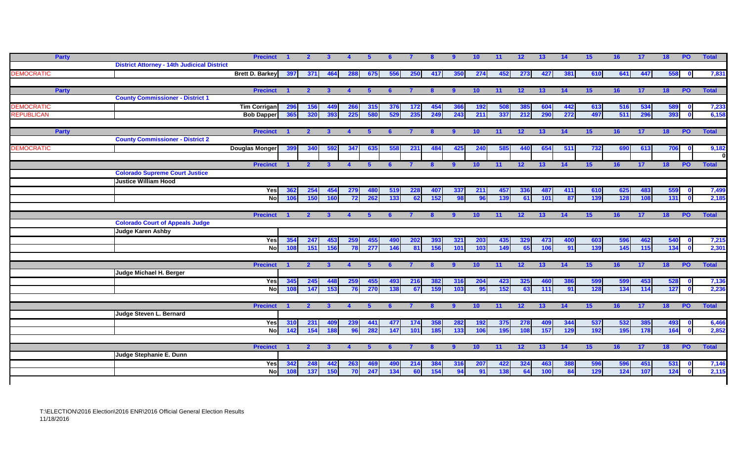| Party | | Precinct | 1 | 2 | 3 | 4 | 5 | 6 | 7 | 8 | 9 | 10 | 11 | 12 | 13 | 14 | 15 | 16 | 17 | 18 | PO | Total |
|---|---|---|---|---|---|---|---|---|---|---|---|---|---|---|---|---|---|---|---|---|---|---|
| | District Attorney - 14th Judicial District | | | | | | | | | | | | | | | | | | | | | |
| DEMOCRATIC | | Brett D. Barkey | 397 | 371 | 464 | 288 | 675 | 556 | 250 | 417 | 350 | 274 | 452 | 273 | 427 | 381 | 610 | 641 | 447 | 558 | 0 | 7,831 |

| Party | | Precinct | 1 | 2 | 3 | 4 | 5 | 6 | 7 | 8 | 9 | 10 | 11 | 12 | 13 | 14 | 15 | 16 | 17 | 18 | PO | Total |
|---|---|---|---|---|---|---|---|---|---|---|---|---|---|---|---|---|---|---|---|---|---|---|
| | County Commissioner - District 1 | | | | | | | | | | | | | | | | | | | | | |
| DEMOCRATIC | | Tim Corrigan | 296 | 156 | 449 | 266 | 315 | 376 | 172 | 454 | 366 | 192 | 508 | 385 | 604 | 442 | 613 | 516 | 534 | 589 | 0 | 7,233 |
| REPUBLICAN | | Bob Dapper | 365 | 320 | 393 | 225 | 580 | 529 | 235 | 249 | 243 | 211 | 337 | 212 | 290 | 272 | 497 | 511 | 296 | 393 | 0 | 6,158 |

| Party | | Precinct | 1 | 2 | 3 | 4 | 5 | 6 | 7 | 8 | 9 | 10 | 11 | 12 | 13 | 14 | 15 | 16 | 17 | 18 | PO | Total |
|---|---|---|---|---|---|---|---|---|---|---|---|---|---|---|---|---|---|---|---|---|---|---|
| | County Commissioner - District 2 | | | | | | | | | | | | | | | | | | | | | |
| DEMOCRATIC | | Douglas Monger | 399 | 340 | 592 | 347 | 635 | 558 | 231 | 484 | 425 | 240 | 585 | 440 | 654 | 511 | 732 | 690 | 613 | 706 | 0 | 9,182 |
| | | | | | | | | | | | | | | | | | | | | | | 0 |

| | | Precinct | 1 | 2 | 3 | 4 | 5 | 6 | 7 | 8 | 9 | 10 | 11 | 12 | 13 | 14 | 15 | 16 | 17 | 18 | PO | Total |
|---|---|---|---|---|---|---|---|---|---|---|---|---|---|---|---|---|---|---|---|---|---|---|
| | Colorado Supreme Court Justice | | | | | | | | | | | | | | | | | | | | | |
| | Justice William Hood | | | | | | | | | | | | | | | | | | | | | |
| | | Yes | 362 | 254 | 454 | 279 | 480 | 519 | 228 | 407 | 337 | 211 | 457 | 336 | 487 | 411 | 610 | 625 | 483 | 559 | 0 | 7,499 |
| | | No | 106 | 150 | 160 | 72 | 262 | 133 | 62 | 152 | 98 | 96 | 139 | 61 | 101 | 87 | 139 | 128 | 108 | 131 | 0 | 2,185 |

| | | Precinct | 1 | 2 | 3 | 4 | 5 | 6 | 7 | 8 | 9 | 10 | 11 | 12 | 13 | 14 | 15 | 16 | 17 | 18 | PO | Total |
|---|---|---|---|---|---|---|---|---|---|---|---|---|---|---|---|---|---|---|---|---|---|---|
| | Colorado Court of Appeals Judge | | | | | | | | | | | | | | | | | | | | | |
| | Judge Karen Ashby | | | | | | | | | | | | | | | | | | | | | |
| | | Yes | 354 | 247 | 453 | 259 | 455 | 490 | 202 | 393 | 321 | 203 | 435 | 329 | 473 | 400 | 603 | 596 | 462 | 540 | 0 | 7,215 |
| | | No | 108 | 151 | 156 | 78 | 277 | 146 | 81 | 156 | 101 | 103 | 149 | 65 | 106 | 91 | 139 | 145 | 115 | 134 | 0 | 2,301 |

| | | Precinct | 1 | 2 | 3 | 4 | 5 | 6 | 7 | 8 | 9 | 10 | 11 | 12 | 13 | 14 | 15 | 16 | 17 | 18 | PO | Total |
|---|---|---|---|---|---|---|---|---|---|---|---|---|---|---|---|---|---|---|---|---|---|---|
| | Judge Michael H. Berger | | | | | | | | | | | | | | | | | | | | | |
| | | Yes | 345 | 245 | 448 | 259 | 455 | 493 | 216 | 382 | 316 | 204 | 423 | 325 | 460 | 386 | 599 | 599 | 453 | 528 | 0 | 7,136 |
| | | No | 108 | 147 | 153 | 76 | 270 | 138 | 67 | 159 | 103 | 95 | 152 | 63 | 111 | 91 | 128 | 134 | 114 | 127 | 0 | 2,236 |

| | | Precinct | 1 | 2 | 3 | 4 | 5 | 6 | 7 | 8 | 9 | 10 | 11 | 12 | 13 | 14 | 15 | 16 | 17 | 18 | PO | Total |
|---|---|---|---|---|---|---|---|---|---|---|---|---|---|---|---|---|---|---|---|---|---|---|
| | Judge Steven L. Bernard | | | | | | | | | | | | | | | | | | | | | |
| | | Yes | 310 | 231 | 409 | 239 | 441 | 477 | 174 | 358 | 282 | 192 | 375 | 278 | 409 | 344 | 537 | 532 | 385 | 493 | 0 | 6,466 |
| | | No | 142 | 154 | 188 | 96 | 282 | 147 | 101 | 185 | 133 | 106 | 195 | 108 | 157 | 129 | 192 | 195 | 178 | 164 | 0 | 2,852 |

| | | Precinct | 1 | 2 | 3 | 4 | 5 | 6 | 7 | 8 | 9 | 10 | 11 | 12 | 13 | 14 | 15 | 16 | 17 | 18 | PO | Total |
|---|---|---|---|---|---|---|---|---|---|---|---|---|---|---|---|---|---|---|---|---|---|---|
| | Judge Stephanie E. Dunn | | | | | | | | | | | | | | | | | | | | | |
| | | Yes | 342 | 248 | 442 | 263 | 469 | 490 | 214 | 384 | 316 | 207 | 422 | 324 | 463 | 388 | 596 | 596 | 451 | 531 | 0 | 7,146 |
| | | No | 108 | 137 | 150 | 70 | 247 | 134 | 60 | 154 | 94 | 91 | 138 | 64 | 100 | 84 | 129 | 124 | 107 | 124 | 0 | 2,115 |

T:\ELECTION\2016 Election\2016 ENR\2016 Official General Election Results
11/18/2016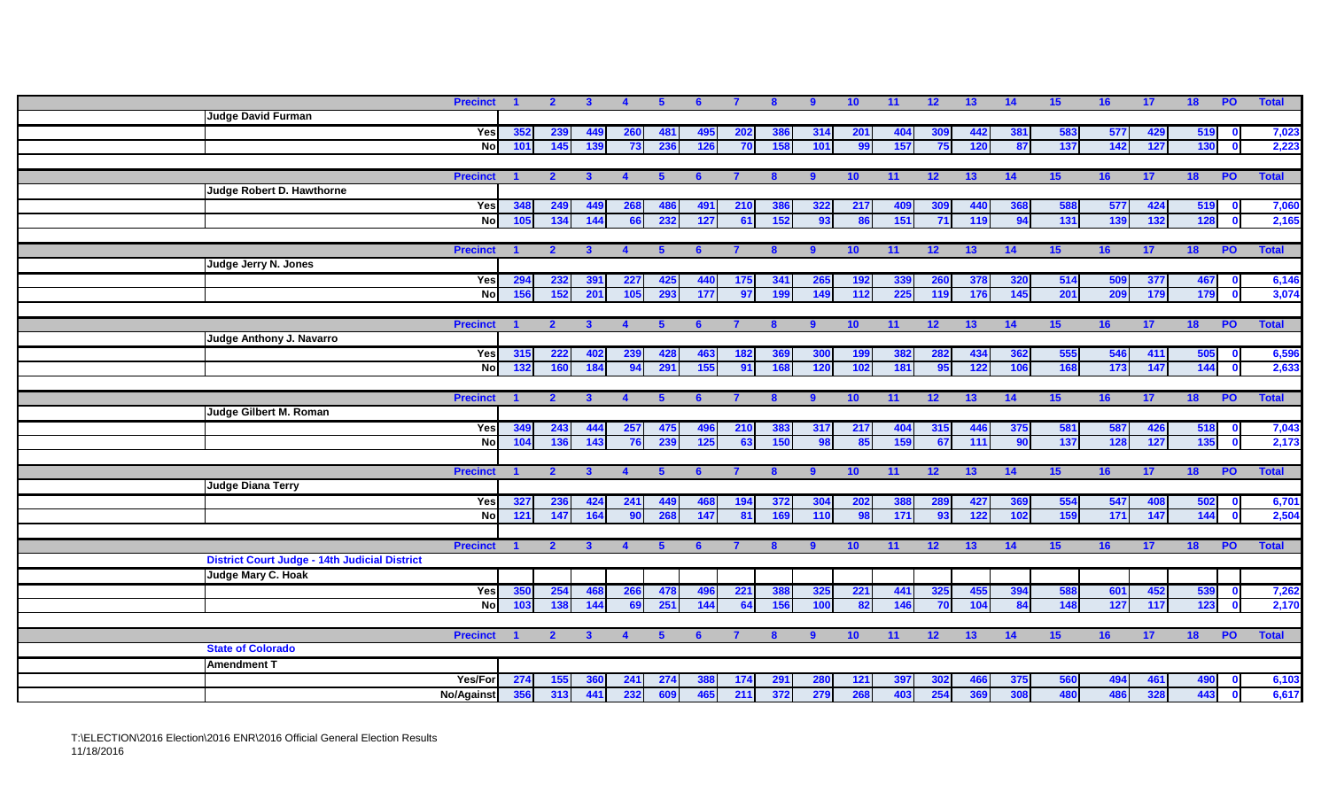| | Precinct | 1 | 2 | 3 | 4 | 5 | 6 | 7 | 8 | 9 | 10 | 11 | 12 | 13 | 14 | 15 | 16 | 17 | 18 | PO | Total |
|---|---|---|---|---|---|---|---|---|---|---|---|---|---|---|---|---|---|---|---|---|---|
| **Judge David Furman** | | | | | | | | | | | | | | | | | | | | | |
| | Yes | 352 | 239 | 449 | 260 | 481 | 495 | 202 | 386 | 314 | 201 | 404 | 309 | 442 | 381 | 583 | 577 | 429 | 519 | 0 | 7,023 |
| | No | 101 | 145 | 139 | 73 | 236 | 126 | 70 | 158 | 101 | 99 | 157 | 75 | 120 | 87 | 137 | 142 | 127 | 130 | 0 | 2,223 |

| | Precinct | 1 | 2 | 3 | 4 | 5 | 6 | 7 | 8 | 9 | 10 | 11 | 12 | 13 | 14 | 15 | 16 | 17 | 18 | PO | Total |
|---|---|---|---|---|---|---|---|---|---|---|---|---|---|---|---|---|---|---|---|---|---|
| **Judge Robert D. Hawthorne** | | | | | | | | | | | | | | | | | | | | | |
| | Yes | 348 | 249 | 449 | 268 | 486 | 491 | 210 | 386 | 322 | 217 | 409 | 309 | 440 | 368 | 588 | 577 | 424 | 519 | 0 | 7,060 |
| | No | 105 | 134 | 144 | 66 | 232 | 127 | 61 | 152 | 93 | 86 | 151 | 71 | 119 | 94 | 131 | 139 | 132 | 128 | 0 | 2,165 |

| | Precinct | 1 | 2 | 3 | 4 | 5 | 6 | 7 | 8 | 9 | 10 | 11 | 12 | 13 | 14 | 15 | 16 | 17 | 18 | PO | Total |
|---|---|---|---|---|---|---|---|---|---|---|---|---|---|---|---|---|---|---|---|---|---|
| **Judge Jerry N. Jones** | | | | | | | | | | | | | | | | | | | | | |
| | Yes | 294 | 232 | 391 | 227 | 425 | 440 | 175 | 341 | 265 | 192 | 339 | 260 | 378 | 320 | 514 | 509 | 377 | 467 | 0 | 6,146 |
| | No | 156 | 152 | 201 | 105 | 293 | 177 | 97 | 199 | 149 | 112 | 225 | 119 | 176 | 145 | 201 | 209 | 179 | 179 | 0 | 3,074 |

| | Precinct | 1 | 2 | 3 | 4 | 5 | 6 | 7 | 8 | 9 | 10 | 11 | 12 | 13 | 14 | 15 | 16 | 17 | 18 | PO | Total |
|---|---|---|---|---|---|---|---|---|---|---|---|---|---|---|---|---|---|---|---|---|---|
| **Judge Anthony J. Navarro** | | | | | | | | | | | | | | | | | | | | | |
| | Yes | 315 | 222 | 402 | 239 | 428 | 463 | 182 | 369 | 300 | 199 | 382 | 282 | 434 | 362 | 555 | 546 | 411 | 505 | 0 | 6,596 |
| | No | 132 | 160 | 184 | 94 | 291 | 155 | 91 | 168 | 120 | 102 | 181 | 95 | 122 | 106 | 168 | 173 | 147 | 144 | 0 | 2,633 |

| | Precinct | 1 | 2 | 3 | 4 | 5 | 6 | 7 | 8 | 9 | 10 | 11 | 12 | 13 | 14 | 15 | 16 | 17 | 18 | PO | Total |
|---|---|---|---|---|---|---|---|---|---|---|---|---|---|---|---|---|---|---|---|---|---|
| **Judge Gilbert M. Roman** | | | | | | | | | | | | | | | | | | | | | |
| | Yes | 349 | 243 | 444 | 257 | 475 | 496 | 210 | 383 | 317 | 217 | 404 | 315 | 446 | 375 | 581 | 587 | 426 | 518 | 0 | 7,043 |
| | No | 104 | 136 | 143 | 76 | 239 | 125 | 63 | 150 | 98 | 85 | 159 | 67 | 111 | 90 | 137 | 128 | 127 | 135 | 0 | 2,173 |

| | Precinct | 1 | 2 | 3 | 4 | 5 | 6 | 7 | 8 | 9 | 10 | 11 | 12 | 13 | 14 | 15 | 16 | 17 | 18 | PO | Total |
|---|---|---|---|---|---|---|---|---|---|---|---|---|---|---|---|---|---|---|---|---|---|
| **Judge Diana Terry** | | | | | | | | | | | | | | | | | | | | | |
| | Yes | 327 | 236 | 424 | 241 | 449 | 468 | 194 | 372 | 304 | 202 | 388 | 289 | 427 | 369 | 554 | 547 | 408 | 502 | 0 | 6,701 |
| | No | 121 | 147 | 164 | 90 | 268 | 147 | 81 | 169 | 110 | 98 | 171 | 93 | 122 | 102 | 159 | 171 | 147 | 144 | 0 | 2,504 |

| | Precinct | 1 | 2 | 3 | 4 | 5 | 6 | 7 | 8 | 9 | 10 | 11 | 12 | 13 | 14 | 15 | 16 | 17 | 18 | PO | Total |
|---|---|---|---|---|---|---|---|---|---|---|---|---|---|---|---|---|---|---|---|---|---|
| **District Court Judge - 14th Judicial District** | | | | | | | | | | | | | | | | | | | | | |
| **Judge Mary C. Hoak** | | | | | | | | | | | | | | | | | | | | | |
| | Yes | 350 | 254 | 468 | 266 | 478 | 496 | 221 | 388 | 325 | 221 | 441 | 325 | 455 | 394 | 588 | 601 | 452 | 539 | 0 | 7,262 |
| | No | 103 | 138 | 144 | 69 | 251 | 144 | 64 | 156 | 100 | 82 | 146 | 70 | 104 | 84 | 148 | 127 | 117 | 123 | 0 | 2,170 |

| | Precinct | 1 | 2 | 3 | 4 | 5 | 6 | 7 | 8 | 9 | 10 | 11 | 12 | 13 | 14 | 15 | 16 | 17 | 18 | PO | Total |
|---|---|---|---|---|---|---|---|---|---|---|---|---|---|---|---|---|---|---|---|---|---|
| **State of Colorado** | | | | | | | | | | | | | | | | | | | | | |
| **Amendment T** | | | | | | | | | | | | | | | | | | | | | |
| | Yes/For | 274 | 155 | 360 | 241 | 274 | 388 | 174 | 291 | 280 | 121 | 397 | 302 | 466 | 375 | 560 | 494 | 461 | 490 | 0 | 6,103 |
| | No/Against | 356 | 313 | 441 | 232 | 609 | 465 | 211 | 372 | 279 | 268 | 403 | 254 | 369 | 308 | 480 | 486 | 328 | 443 | 0 | 6,617 |

T:\ELECTION\2016 Election\2016 ENR\2016 Official General Election Results
11/18/2016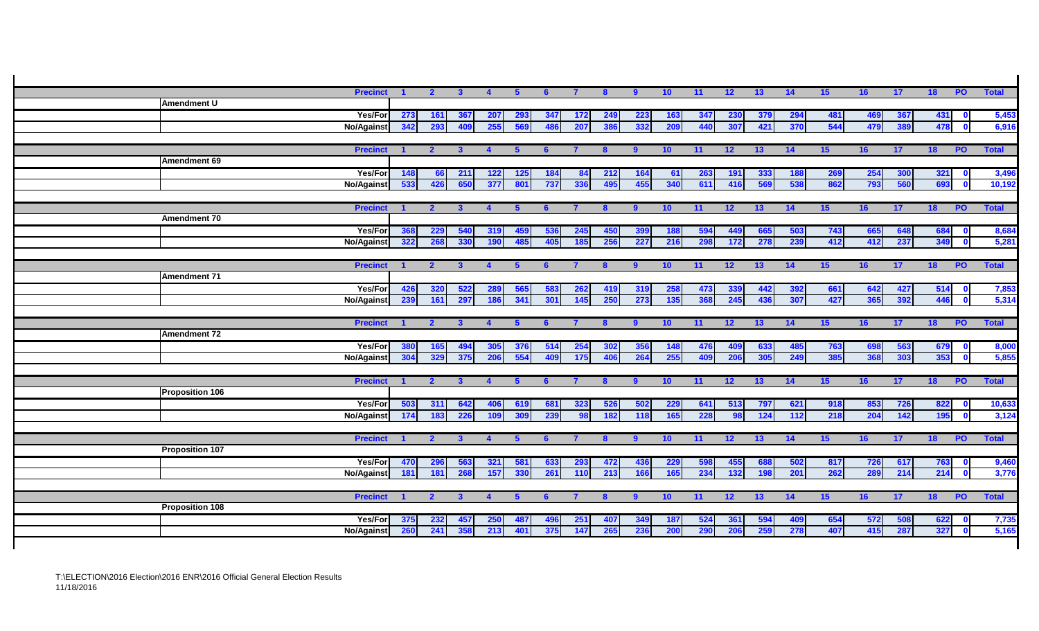| | Precinct | 1 | 2 | 3 | 4 | 5 | 6 | 7 | 8 | 9 | 10 | 11 | 12 | 13 | 14 | 15 | 16 | 17 | 18 | PO | Total |
|---|---|---|---|---|---|---|---|---|---|---|---|---|---|---|---|---|---|---|---|---|---|
| Amendment U | | | | | | | | | | | | | | | | | | | | | |
| | Yes/For | 273 | 161 | 367 | 207 | 293 | 347 | 172 | 249 | 223 | 163 | 347 | 230 | 379 | 294 | 481 | 469 | 367 | 431 | 0 | 5,453 |
| | No/Against | 342 | 293 | 409 | 255 | 569 | 486 | 207 | 386 | 332 | 209 | 440 | 307 | 421 | 370 | 544 | 479 | 389 | 478 | 0 | 6,916 |
| | Precinct | 1 | 2 | 3 | 4 | 5 | 6 | 7 | 8 | 9 | 10 | 11 | 12 | 13 | 14 | 15 | 16 | 17 | 18 | PO | Total |
| Amendment 69 | | | | | | | | | | | | | | | | | | | | | |
| | Yes/For | 148 | 66 | 211 | 122 | 125 | 184 | 84 | 212 | 164 | 61 | 263 | 191 | 333 | 188 | 269 | 254 | 300 | 321 | 0 | 3,496 |
| | No/Against | 533 | 426 | 650 | 377 | 801 | 737 | 336 | 495 | 455 | 340 | 611 | 416 | 569 | 538 | 862 | 793 | 560 | 693 | 0 | 10,192 |
| | Precinct | 1 | 2 | 3 | 4 | 5 | 6 | 7 | 8 | 9 | 10 | 11 | 12 | 13 | 14 | 15 | 16 | 17 | 18 | PO | Total |
| Amendment 70 | | | | | | | | | | | | | | | | | | | | | |
| | Yes/For | 368 | 229 | 540 | 319 | 459 | 536 | 245 | 450 | 399 | 188 | 594 | 449 | 665 | 503 | 743 | 665 | 648 | 684 | 0 | 8,684 |
| | No/Against | 322 | 268 | 330 | 190 | 485 | 405 | 185 | 256 | 227 | 216 | 298 | 172 | 278 | 239 | 412 | 412 | 237 | 349 | 0 | 5,281 |
| | Precinct | 1 | 2 | 3 | 4 | 5 | 6 | 7 | 8 | 9 | 10 | 11 | 12 | 13 | 14 | 15 | 16 | 17 | 18 | PO | Total |
| Amendment 71 | | | | | | | | | | | | | | | | | | | | | |
| | Yes/For | 426 | 320 | 522 | 289 | 565 | 583 | 262 | 419 | 319 | 258 | 473 | 339 | 442 | 392 | 661 | 642 | 427 | 514 | 0 | 7,853 |
| | No/Against | 239 | 161 | 297 | 186 | 341 | 301 | 145 | 250 | 273 | 135 | 368 | 245 | 436 | 307 | 427 | 365 | 392 | 446 | 0 | 5,314 |
| | Precinct | 1 | 2 | 3 | 4 | 5 | 6 | 7 | 8 | 9 | 10 | 11 | 12 | 13 | 14 | 15 | 16 | 17 | 18 | PO | Total |
| Amendment 72 | | | | | | | | | | | | | | | | | | | | | |
| | Yes/For | 380 | 165 | 494 | 305 | 376 | 514 | 254 | 302 | 356 | 148 | 476 | 409 | 633 | 485 | 763 | 698 | 563 | 679 | 0 | 8,000 |
| | No/Against | 304 | 329 | 375 | 206 | 554 | 409 | 175 | 406 | 264 | 255 | 409 | 206 | 305 | 249 | 385 | 368 | 303 | 353 | 0 | 5,855 |
| | Precinct | 1 | 2 | 3 | 4 | 5 | 6 | 7 | 8 | 9 | 10 | 11 | 12 | 13 | 14 | 15 | 16 | 17 | 18 | PO | Total |
| Proposition 106 | | | | | | | | | | | | | | | | | | | | | |
| | Yes/For | 503 | 311 | 642 | 406 | 619 | 681 | 323 | 526 | 502 | 229 | 641 | 513 | 797 | 621 | 918 | 853 | 726 | 822 | 0 | 10,633 |
| | No/Against | 174 | 183 | 226 | 109 | 309 | 239 | 98 | 182 | 118 | 165 | 228 | 98 | 124 | 112 | 218 | 204 | 142 | 195 | 0 | 3,124 |
| | Precinct | 1 | 2 | 3 | 4 | 5 | 6 | 7 | 8 | 9 | 10 | 11 | 12 | 13 | 14 | 15 | 16 | 17 | 18 | PO | Total |
| Proposition 107 | | | | | | | | | | | | | | | | | | | | | |
| | Yes/For | 470 | 296 | 563 | 321 | 581 | 633 | 293 | 472 | 436 | 229 | 598 | 455 | 688 | 502 | 817 | 726 | 617 | 763 | 0 | 9,460 |
| | No/Against | 181 | 181 | 268 | 157 | 330 | 261 | 110 | 213 | 166 | 165 | 234 | 132 | 198 | 201 | 262 | 289 | 214 | 214 | 0 | 3,776 |
| | Precinct | 1 | 2 | 3 | 4 | 5 | 6 | 7 | 8 | 9 | 10 | 11 | 12 | 13 | 14 | 15 | 16 | 17 | 18 | PO | Total |
| Proposition 108 | | | | | | | | | | | | | | | | | | | | | |
| | Yes/For | 375 | 232 | 457 | 250 | 487 | 496 | 251 | 407 | 349 | 187 | 524 | 361 | 594 | 409 | 654 | 572 | 508 | 622 | 0 | 7,735 |
| | No/Against | 260 | 241 | 358 | 213 | 401 | 375 | 147 | 265 | 236 | 200 | 290 | 206 | 259 | 278 | 407 | 415 | 287 | 327 | 0 | 5,165 |

T:\ELECTION\2016 Election\2016 ENR\2016 Official General Election Results
11/18/2016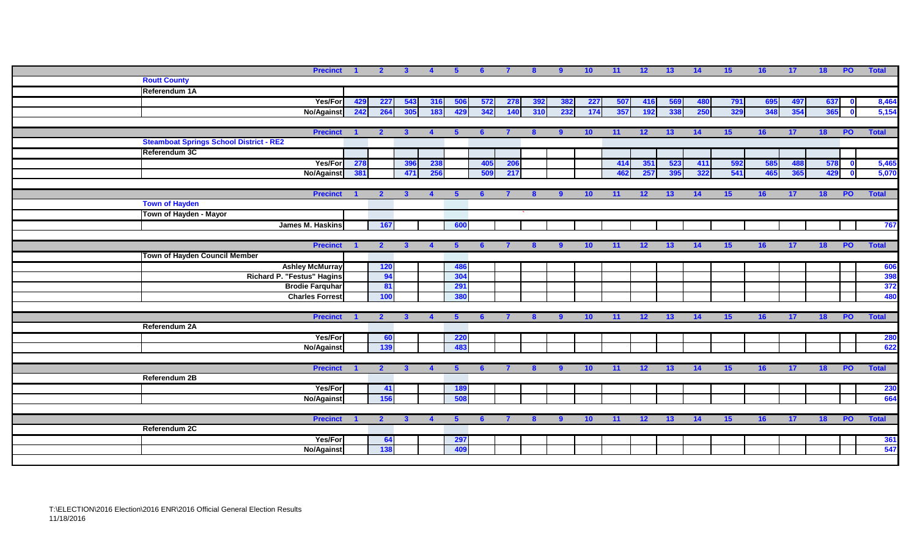| | Precinct | 1 | 2 | 3 | 4 | 5 | 6 | 7 | 8 | 9 | 10 | 11 | 12 | 13 | 14 | 15 | 16 | 17 | 18 | PO | Total |
|---|---|---|---|---|---|---|---|---|---|---|---|---|---|---|---|---|---|---|---|---|---|
| **Routt County** | | | | | | | | | | | | | | | | | | | | | |
| **Referendum 1A** | | | | | | | | | | | | | | | | | | | | | |
| | Yes/For | 429 | 227 | 543 | 316 | 506 | 572 | 278 | 392 | 382 | 227 | 507 | 416 | 569 | 480 | 791 | 695 | 497 | 637 | 0 | 8,464 |
| | No/Against | 242 | 264 | 305 | 183 | 429 | 342 | 140 | 310 | 232 | 174 | 357 | 192 | 338 | 250 | 329 | 348 | 354 | 365 | 0 | 5,154 |

| | Precinct | 1 | 2 | 3 | 4 | 5 | 6 | 7 | 8 | 9 | 10 | 11 | 12 | 13 | 14 | 15 | 16 | 17 | 18 | PO | Total |
|---|---|---|---|---|---|---|---|---|---|---|---|---|---|---|---|---|---|---|---|---|---|
| **Steamboat Springs School District - RE2** | | | | | | | | | | | | | | | | | | | | | |
| **Referendum 3C** | | | | | | | | | | | | | | | | | | | | | |
| | Yes/For | 278 | | 396 | 238 | | 405 | 206 | | | | 414 | 351 | 523 | 411 | 592 | 585 | 488 | 578 | 0 | 5,465 |
| | No/Against | 381 | | 471 | 256 | | 509 | 217 | | | | 462 | 257 | 395 | 322 | 541 | 465 | 365 | 429 | 0 | 5,070 |

| | Precinct | 1 | 2 | 3 | 4 | 5 | 6 | 7 | 8 | 9 | 10 | 11 | 12 | 13 | 14 | 15 | 16 | 17 | 18 | PO | Total |
|---|---|---|---|---|---|---|---|---|---|---|---|---|---|---|---|---|---|---|---|---|---|
| **Town of Hayden** | | | | | | | | | | | | | | | | | | | | | |
| **Town of Hayden - Mayor** | | | | | | | | | | | | | | | | | | | | | |
| | James M. Haskins | | 167 | | | 600 | | | | | | | | | | | | | | | 767 |

| | Precinct | 1 | 2 | 3 | 4 | 5 | 6 | 7 | 8 | 9 | 10 | 11 | 12 | 13 | 14 | 15 | 16 | 17 | 18 | PO | Total |
|---|---|---|---|---|---|---|---|---|---|---|---|---|---|---|---|---|---|---|---|---|---|
| **Town of Hayden Council Member** | | | | | | | | | | | | | | | | | | | | | |
| | Ashley McMurray | | 120 | | | 486 | | | | | | | | | | | | | | | 606 |
| | Richard P. "Festus" Hagins | | 94 | | | 304 | | | | | | | | | | | | | | | 398 |
| | Brodie Farquhar | | 81 | | | 291 | | | | | | | | | | | | | | | 372 |
| | Charles Forrest | | 100 | | | 380 | | | | | | | | | | | | | | | 480 |

| | Precinct | 1 | 2 | 3 | 4 | 5 | 6 | 7 | 8 | 9 | 10 | 11 | 12 | 13 | 14 | 15 | 16 | 17 | 18 | PO | Total |
|---|---|---|---|---|---|---|---|---|---|---|---|---|---|---|---|---|---|---|---|---|---|
| **Referendum 2A** | | | | | | | | | | | | | | | | | | | | | |
| | Yes/For | | 60 | | | 220 | | | | | | | | | | | | | | | 280 |
| | No/Against | | 139 | | | 483 | | | | | | | | | | | | | | | 622 |

| | Precinct | 1 | 2 | 3 | 4 | 5 | 6 | 7 | 8 | 9 | 10 | 11 | 12 | 13 | 14 | 15 | 16 | 17 | 18 | PO | Total |
|---|---|---|---|---|---|---|---|---|---|---|---|---|---|---|---|---|---|---|---|---|---|
| **Referendum 2B** | | | | | | | | | | | | | | | | | | | | | |
| | Yes/For | | 41 | | | 189 | | | | | | | | | | | | | | | 230 |
| | No/Against | | 156 | | | 508 | | | | | | | | | | | | | | | 664 |

| | Precinct | 1 | 2 | 3 | 4 | 5 | 6 | 7 | 8 | 9 | 10 | 11 | 12 | 13 | 14 | 15 | 16 | 17 | 18 | PO | Total |
|---|---|---|---|---|---|---|---|---|---|---|---|---|---|---|---|---|---|---|---|---|---|
| **Referendum 2C** | | | | | | | | | | | | | | | | | | | | | |
| | Yes/For | | 64 | | | 297 | | | | | | | | | | | | | | | 361 |
| | No/Against | | 138 | | | 409 | | | | | | | | | | | | | | | 547 |

T:\ELECTION\2016 Election\2016 ENR\2016 Official General Election Results
11/18/2016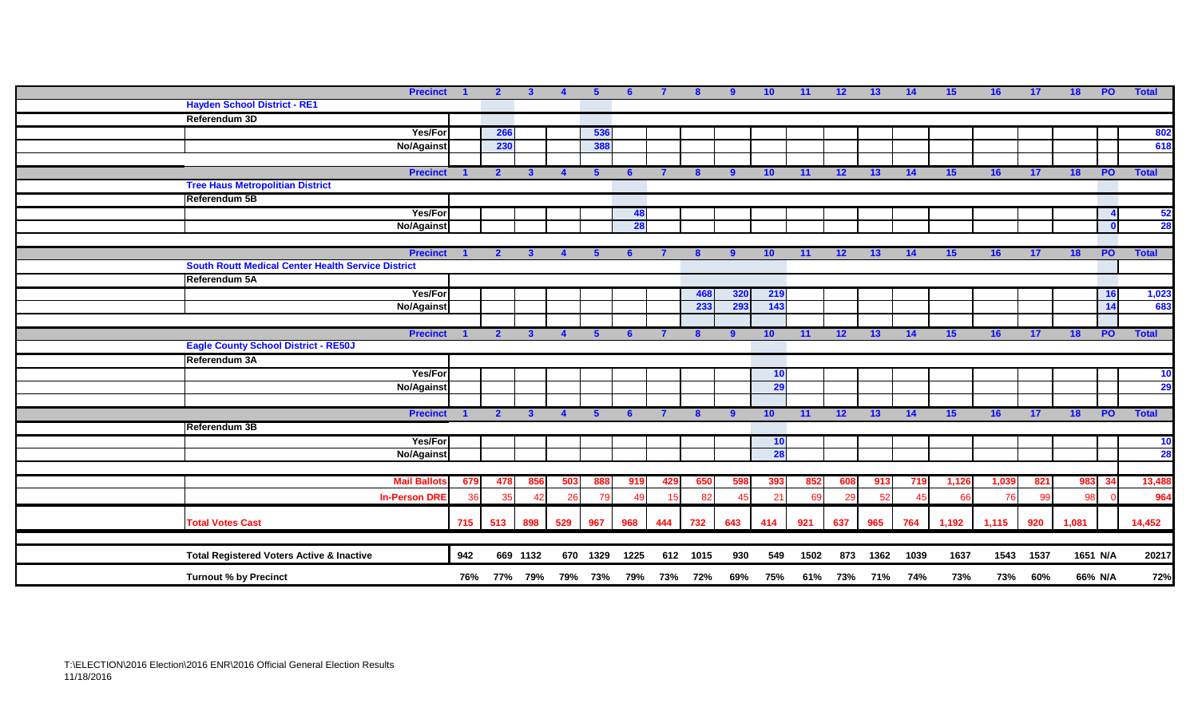| Precinct | 1 | 2 | 3 | 4 | 5 | 6 | 7 | 8 | 9 | 10 | 11 | 12 | 13 | 14 | 15 | 16 | 17 | 18 | PO | Total |
|---|---|---|---|---|---|---|---|---|---|---|---|---|---|---|---|---|---|---|---|---|
| **Hayden School District - RE1** | | | | | | | | | | | | | | | | | | | | |
| **Referendum 3D** | | | | | | | | | | | | | | | | | | | | |
| Yes/For | | 266 | | | 536 | | | | | | | | | | | | | | | 802 |
| No/Against | | 230 | | | 388 | | | | | | | | | | | | | | | 618 |

| Precinct | 1 | 2 | 3 | 4 | 5 | 6 | 7 | 8 | 9 | 10 | 11 | 12 | 13 | 14 | 15 | 16 | 17 | 18 | PO | Total |
|---|---|---|---|---|---|---|---|---|---|---|---|---|---|---|---|---|---|---|---|---|
| **Tree Haus Metropolitian District** | | | | | | | | | | | | | | | | | | | | |
| **Referendum 5B** | | | | | | | | | | | | | | | | | | | | |
| Yes/For | | | | | | 48 | | | | | | | | | | | | | 4 | 52 |
| No/Against | | | | | | 28 | | | | | | | | | | | | | 0 | 28 |

| Precinct | 1 | 2 | 3 | 4 | 5 | 6 | 7 | 8 | 9 | 10 | 11 | 12 | 13 | 14 | 15 | 16 | 17 | 18 | PO | Total |
|---|---|---|---|---|---|---|---|---|---|---|---|---|---|---|---|---|---|---|---|---|
| **South Routt Medical Center Health Service District** | | | | | | | | | | | | | | | | | | | | |
| **Referendum 5A** | | | | | | | | | | | | | | | | | | | | |
| Yes/For | | | | | | | | 468 | 320 | 219 | | | | | | | | | 16 | 1,023 |
| No/Against | | | | | | | | 233 | 293 | 143 | | | | | | | | | 14 | 683 |

| Precinct | 1 | 2 | 3 | 4 | 5 | 6 | 7 | 8 | 9 | 10 | 11 | 12 | 13 | 14 | 15 | 16 | 17 | 18 | PO | Total |
|---|---|---|---|---|---|---|---|---|---|---|---|---|---|---|---|---|---|---|---|---|
| **Eagle County School District - RE50J** | | | | | | | | | | | | | | | | | | | | |
| **Referendum 3A** | | | | | | | | | | | | | | | | | | | | |
| Yes/For | | | | | | | | | | 10 | | | | | | | | | | 10 |
| No/Against | | | | | | | | | | 29 | | | | | | | | | | 29 |

| Precinct | 1 | 2 | 3 | 4 | 5 | 6 | 7 | 8 | 9 | 10 | 11 | 12 | 13 | 14 | 15 | 16 | 17 | 18 | PO | Total |
|---|---|---|---|---|---|---|---|---|---|---|---|---|---|---|---|---|---|---|---|---|
| **Referendum 3B** | | | | | | | | | | | | | | | | | | | | |
| Yes/For | | | | | | | | | | 10 | | | | | | | | | | 10 |
| No/Against | | | | | | | | | | 28 | | | | | | | | | | 28 |
| Mail Ballots | 679 | 478 | 856 | 503 | 888 | 919 | 429 | 650 | 598 | 393 | 852 | 608 | 913 | 719 | 1,126 | 1,039 | 821 | 983 | 34 | 13,488 |
| In-Person DRE | 36 | 35 | 42 | 26 | 79 | 49 | 15 | 82 | 45 | 21 | 69 | 29 | 52 | 45 | 66 | 76 | 99 | 98 | 0 | 964 |
| **Total Votes Cast** | 715 | 513 | 898 | 529 | 967 | 968 | 444 | 732 | 643 | 414 | 921 | 637 | 965 | 764 | 1,192 | 1,115 | 920 | 1,081 | | 14,452 |
| **Total Registered Voters Active & Inactive** | 942 | 669 | 1132 | 670 | 1329 | 1225 | 612 | 1015 | 930 | 549 | 1502 | 873 | 1362 | 1039 | 1637 | 1543 | 1537 | 1651 | N/A | 20217 |
| **Turnout % by Precinct** | 76% | 77% | 79% | 79% | 73% | 79% | 73% | 72% | 69% | 75% | 61% | 73% | 71% | 74% | 73% | 73% | 60% | 66% | N/A | 72% |

T:\ELECTION\2016 Election\2016 ENR\2016 Official General Election Results
11/18/2016